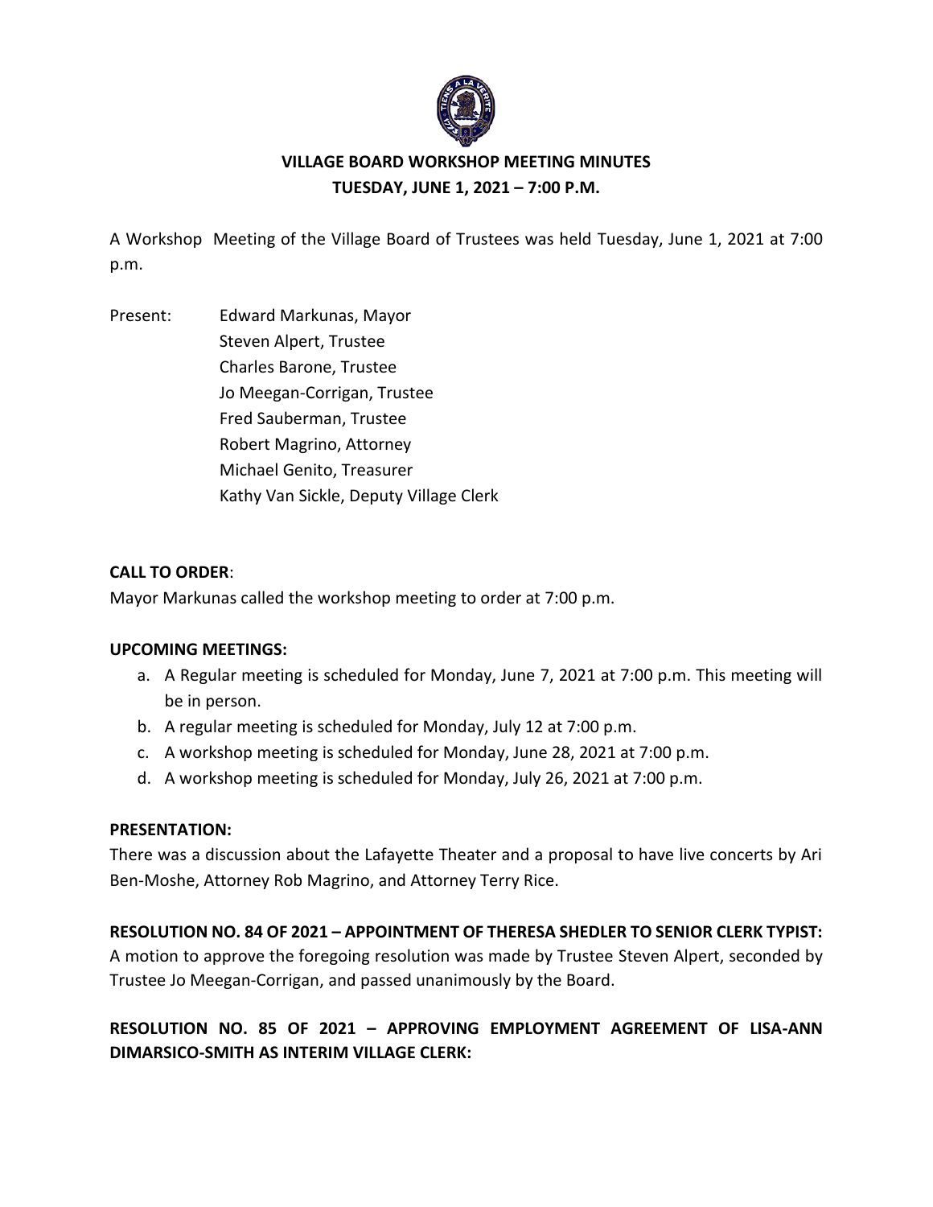# VILLAGE BOARD WORKSHOP MEETING MINUTES
## TUESDAY, JUNE 1, 2021 – 7:00 P.M.

A Workshop Meeting of the Village Board of Trustees was held Tuesday, June 1, 2021 at 7:00 p.m.

Present:
- Edward Markunas, Mayor
- Steven Alpert, Trustee
- Charles Barone, Trustee
- Jo Meegan-Corrigan, Trustee
- Fred Sauberman, Trustee
- Robert Magrino, Attorney
- Michael Genito, Treasurer
- Kathy Van Sickle, Deputy Village Clerk

**CALL TO ORDER**:

Mayor Markunas called the workshop meeting to order at 7:00 p.m.

**UPCOMING MEETINGS:**

a. A Regular meeting is scheduled for Monday, June 7, 2021 at 7:00 p.m. This meeting will be in person.
b. A regular meeting is scheduled for Monday, July 12 at 7:00 p.m.
c. A workshop meeting is scheduled for Monday, June 28, 2021 at 7:00 p.m.
d. A workshop meeting is scheduled for Monday, July 26, 2021 at 7:00 p.m.

**PRESENTATION:**

There was a discussion about the Lafayette Theater and a proposal to have live concerts by Ari Ben-Moshe, Attorney Rob Magrino, and Attorney Terry Rice.

**RESOLUTION NO. 84 OF 2021 – APPOINTMENT OF THERESA SHEDLER TO SENIOR CLERK TYPIST:**

A motion to approve the foregoing resolution was made by Trustee Steven Alpert, seconded by Trustee Jo Meegan-Corrigan, and passed unanimously by the Board.

**RESOLUTION NO. 85 OF 2021 – APPROVING EMPLOYMENT AGREEMENT OF LISA-ANN DIMARSICO-SMITH AS INTERIM VILLAGE CLERK:**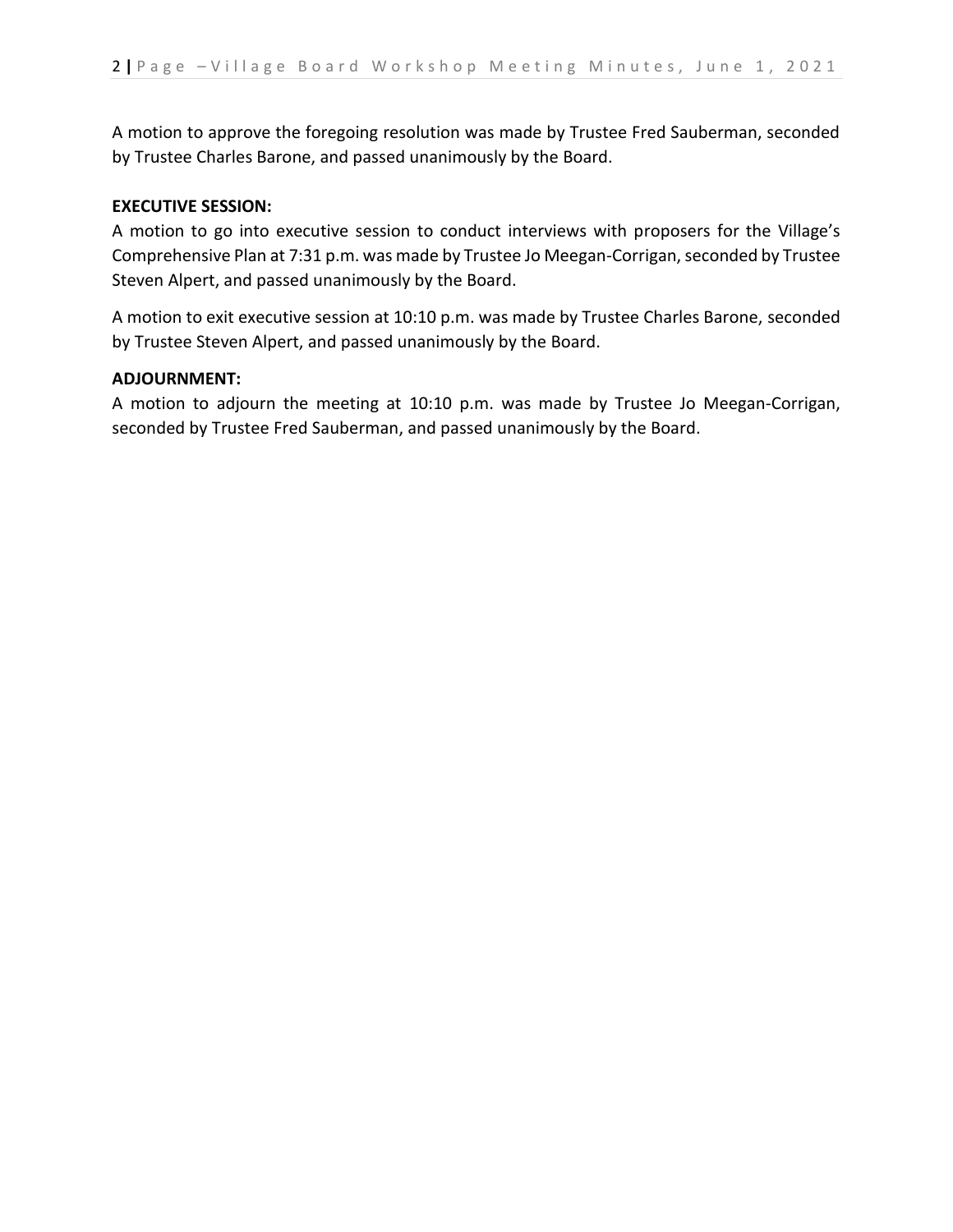A motion to approve the foregoing resolution was made by Trustee Fred Sauberman, seconded by Trustee Charles Barone, and passed unanimously by the Board.

**EXECUTIVE SESSION:**

A motion to go into executive session to conduct interviews with proposers for the Village's Comprehensive Plan at 7:31 p.m. was made by Trustee Jo Meegan-Corrigan, seconded by Trustee Steven Alpert, and passed unanimously by the Board.

A motion to exit executive session at 10:10 p.m. was made by Trustee Charles Barone, seconded by Trustee Steven Alpert, and passed unanimously by the Board.

**ADJOURNMENT:**

A motion to adjourn the meeting at 10:10 p.m. was made by Trustee Jo Meegan-Corrigan, seconded by Trustee Fred Sauberman, and passed unanimously by the Board.